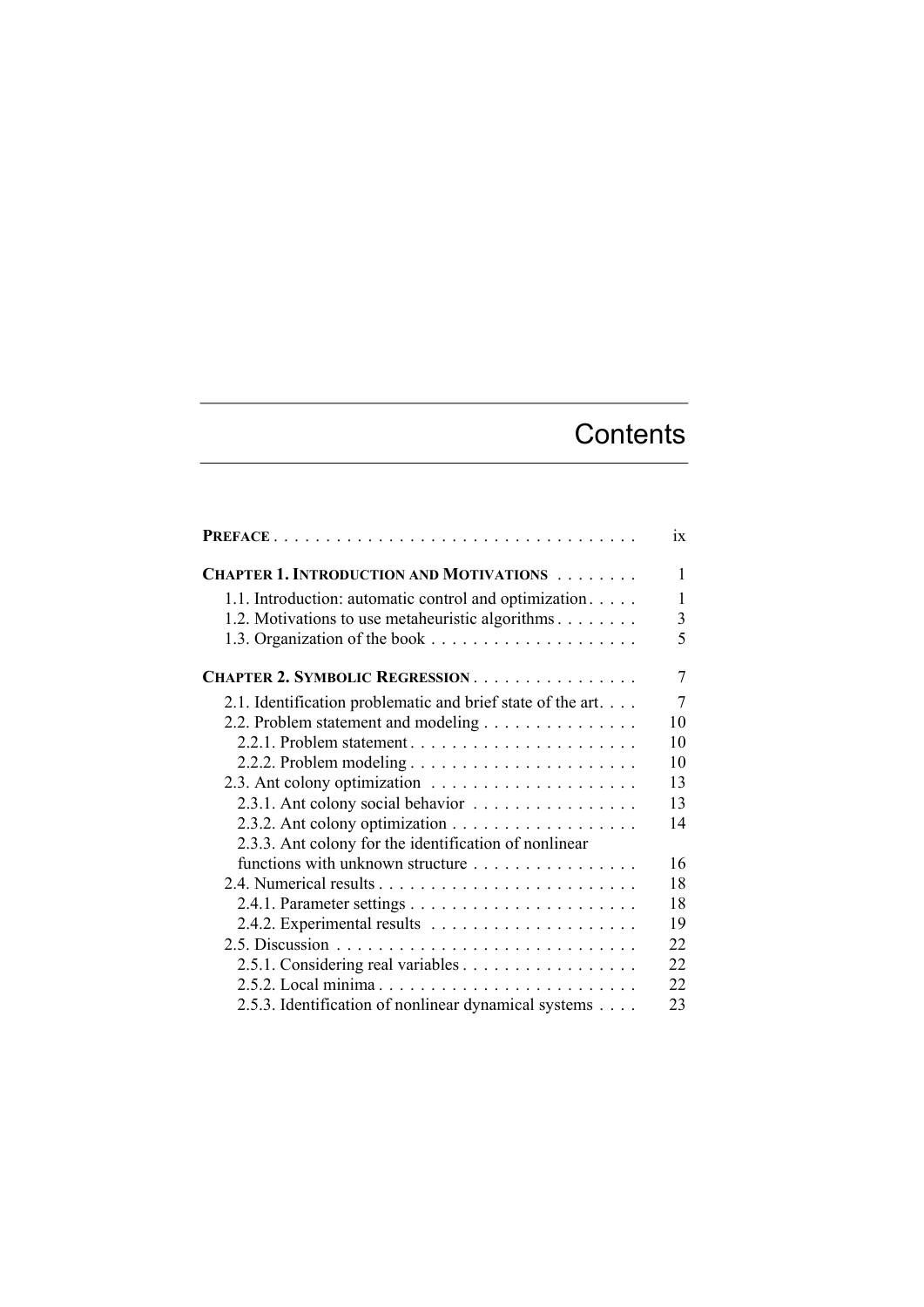# Contents

| | |
|---|---|
| **PREFACE** | ix |
| **CHAPTER 1. INTRODUCTION AND MOTIVATIONS** | 1 |
| 1.1. Introduction: automatic control and optimization | 1 |
| 1.2. Motivations to use metaheuristic algorithms | 3 |
| 1.3. Organization of the book | 5 |
| **CHAPTER 2. SYMBOLIC REGRESSION** | 7 |
| 2.1. Identification problematic and brief state of the art | 7 |
| 2.2. Problem statement and modeling | 10 |
| 2.2.1. Problem statement | 10 |
| 2.2.2. Problem modeling | 10 |
| 2.3. Ant colony optimization | 13 |
| 2.3.1. Ant colony social behavior | 13 |
| 2.3.2. Ant colony optimization | 14 |
| 2.3.3. Ant colony for the identification of nonlinear functions with unknown structure | 16 |
| 2.4. Numerical results | 18 |
| 2.4.1. Parameter settings | 18 |
| 2.4.2. Experimental results | 19 |
| 2.5. Discussion | 22 |
| 2.5.1. Considering real variables | 22 |
| 2.5.2. Local minima | 22 |
| 2.5.3. Identification of nonlinear dynamical systems | 23 |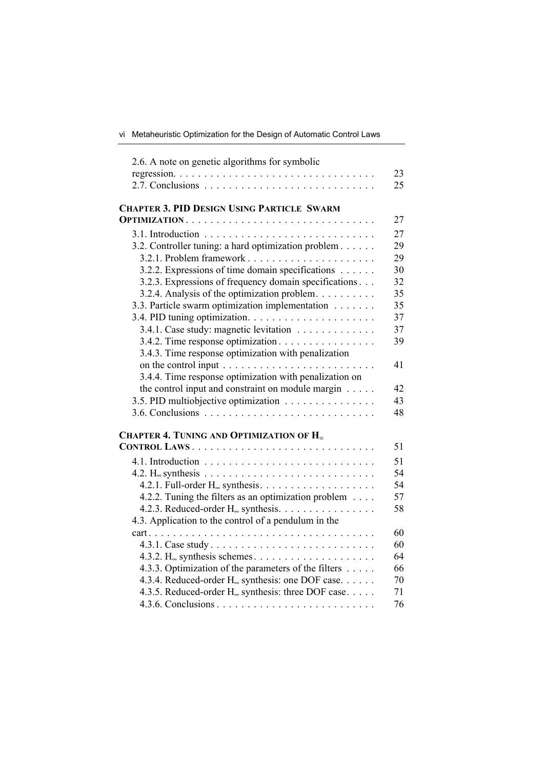2.6. A note on genetic algorithms for symbolic regression. . . . . . . . . . . . . . . . . . . . . . . . . . . . . . . . . 23
2.7. Conclusions . . . . . . . . . . . . . . . . . . . . . . . . . . . . 25

**CHAPTER 3. PID DESIGN USING PARTICLE SWARM OPTIMIZATION** . . . . . . . . . . . . . . . . . . . . . . . . . . . . . . 27

3.1. Introduction . . . . . . . . . . . . . . . . . . . . . . . . . . . . 27
3.2. Controller tuning: a hard optimization problem . . . . . . 29
3.2.1. Problem framework . . . . . . . . . . . . . . . . . . . . . 29
3.2.2. Expressions of time domain specifications . . . . . . 30
3.2.3. Expressions of frequency domain specifications . . . 32
3.2.4. Analysis of the optimization problem. . . . . . . . . . 35
3.3. Particle swarm optimization implementation . . . . . . . 35
3.4. PID tuning optimization. . . . . . . . . . . . . . . . . . . . . 37
3.4.1. Case study: magnetic levitation . . . . . . . . . . . . . 37
3.4.2. Time response optimization . . . . . . . . . . . . . . . . 39
3.4.3. Time response optimization with penalization on the control input . . . . . . . . . . . . . . . . . . . . . . . . . 41
3.4.4. Time response optimization with penalization on the control input and constraint on module margin . . . . . 42
3.5. PID multiobjective optimization . . . . . . . . . . . . . . . 43
3.6. Conclusions . . . . . . . . . . . . . . . . . . . . . . . . . . . . 48

**CHAPTER 4. TUNING AND OPTIMIZATION OF $H_\infty$ CONTROL LAWS** . . . . . . . . . . . . . . . . . . . . . . . . . . . . . . 51

4.1. Introduction . . . . . . . . . . . . . . . . . . . . . . . . . . . . 51
4.2. $H_\infty$ synthesis . . . . . . . . . . . . . . . . . . . . . . . . . . . . 54
4.2.1. Full-order $H_\infty$ synthesis. . . . . . . . . . . . . . . . . . . 54
4.2.2. Tuning the filters as an optimization problem . . . . 57
4.2.3. Reduced-order $H_\infty$ synthesis. . . . . . . . . . . . . . . . 58
4.3. Application to the control of a pendulum in the cart . . . . . . . . . . . . . . . . . . . . . . . . . . . . . . . . . . . . . 60
4.3.1. Case study . . . . . . . . . . . . . . . . . . . . . . . . . . . 60
4.3.2. $H_\infty$ synthesis schemes. . . . . . . . . . . . . . . . . . . . 64
4.3.3. Optimization of the parameters of the filters . . . . . 66
4.3.4. Reduced-order $H_\infty$ synthesis: one DOF case. . . . . . 70
4.3.5. Reduced-order $H_\infty$ synthesis: three DOF case. . . . . 71
4.3.6. Conclusions . . . . . . . . . . . . . . . . . . . . . . . . . . 76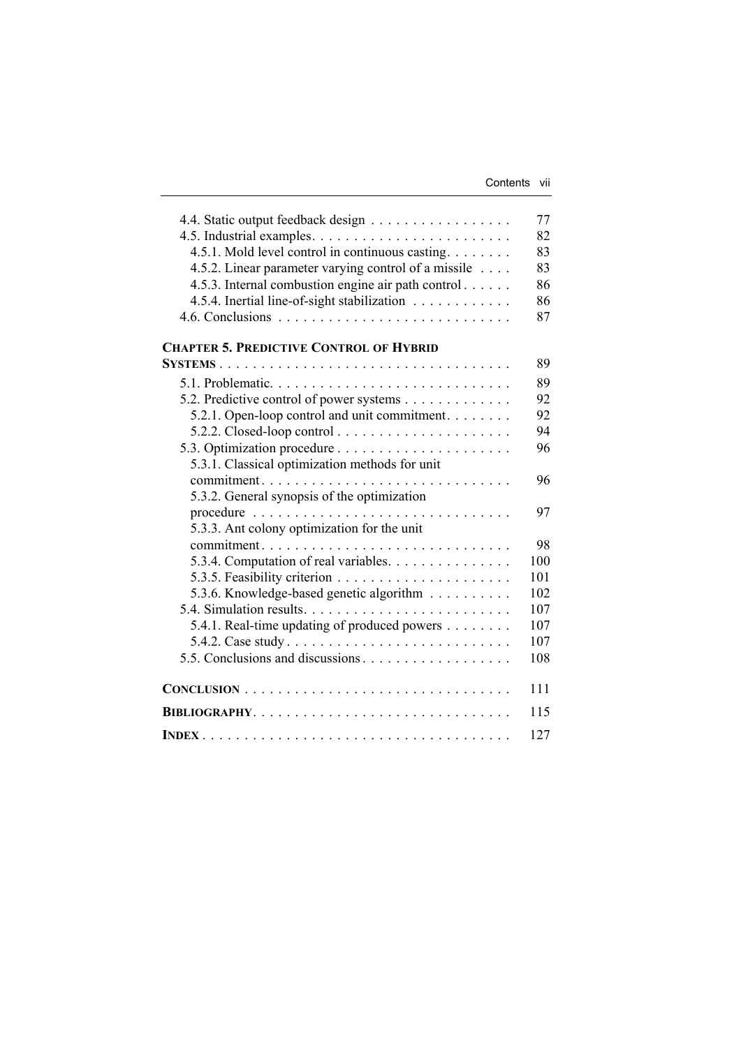4.4. Static output feedback design . . . . . . . . . . . . . . . . . 77

4.5. Industrial examples. . . . . . . . . . . . . . . . . . . . . . . . 82

4.5.1. Mold level control in continuous casting. . . . . . . . 83

4.5.2. Linear parameter varying control of a missile . . . . 83

4.5.3. Internal combustion engine air path control . . . . . . 86

4.5.4. Inertial line-of-sight stabilization . . . . . . . . . . . . 86

4.6. Conclusions . . . . . . . . . . . . . . . . . . . . . . . . . . . 87

**CHAPTER 5. PREDICTIVE CONTROL OF HYBRID SYSTEMS** . . . . . . . . . . . . . . . . . . . . . . . . . . . . . . . . . . . 89

5.1. Problematic. . . . . . . . . . . . . . . . . . . . . . . . . . . . 89

5.2. Predictive control of power systems . . . . . . . . . . . . . 92

5.2.1. Open-loop control and unit commitment. . . . . . . . 92

5.2.2. Closed-loop control . . . . . . . . . . . . . . . . . . . . . 94

5.3. Optimization procedure . . . . . . . . . . . . . . . . . . . . . 96

5.3.1. Classical optimization methods for unit commitment. . . . . . . . . . . . . . . . . . . . . . . . . . . . . . 96

5.3.2. General synopsis of the optimization procedure . . . . . . . . . . . . . . . . . . . . . . . . . . . . . . . 97

5.3.3. Ant colony optimization for the unit commitment. . . . . . . . . . . . . . . . . . . . . . . . . . . . . . 98

5.3.4. Computation of real variables. . . . . . . . . . . . . . . 100

5.3.5. Feasibility criterion . . . . . . . . . . . . . . . . . . . . . 101

5.3.6. Knowledge-based genetic algorithm . . . . . . . . . . 102

5.4. Simulation results. . . . . . . . . . . . . . . . . . . . . . . . . 107

5.4.1. Real-time updating of produced powers . . . . . . . . 107

5.4.2. Case study . . . . . . . . . . . . . . . . . . . . . . . . . . . 107

5.5. Conclusions and discussions . . . . . . . . . . . . . . . . . . 108

**CONCLUSION** . . . . . . . . . . . . . . . . . . . . . . . . . . . . . . . 111

**BIBLIOGRAPHY**. . . . . . . . . . . . . . . . . . . . . . . . . . . . . . 115

**INDEX** . . . . . . . . . . . . . . . . . . . . . . . . . . . . . . . . . . . . 127